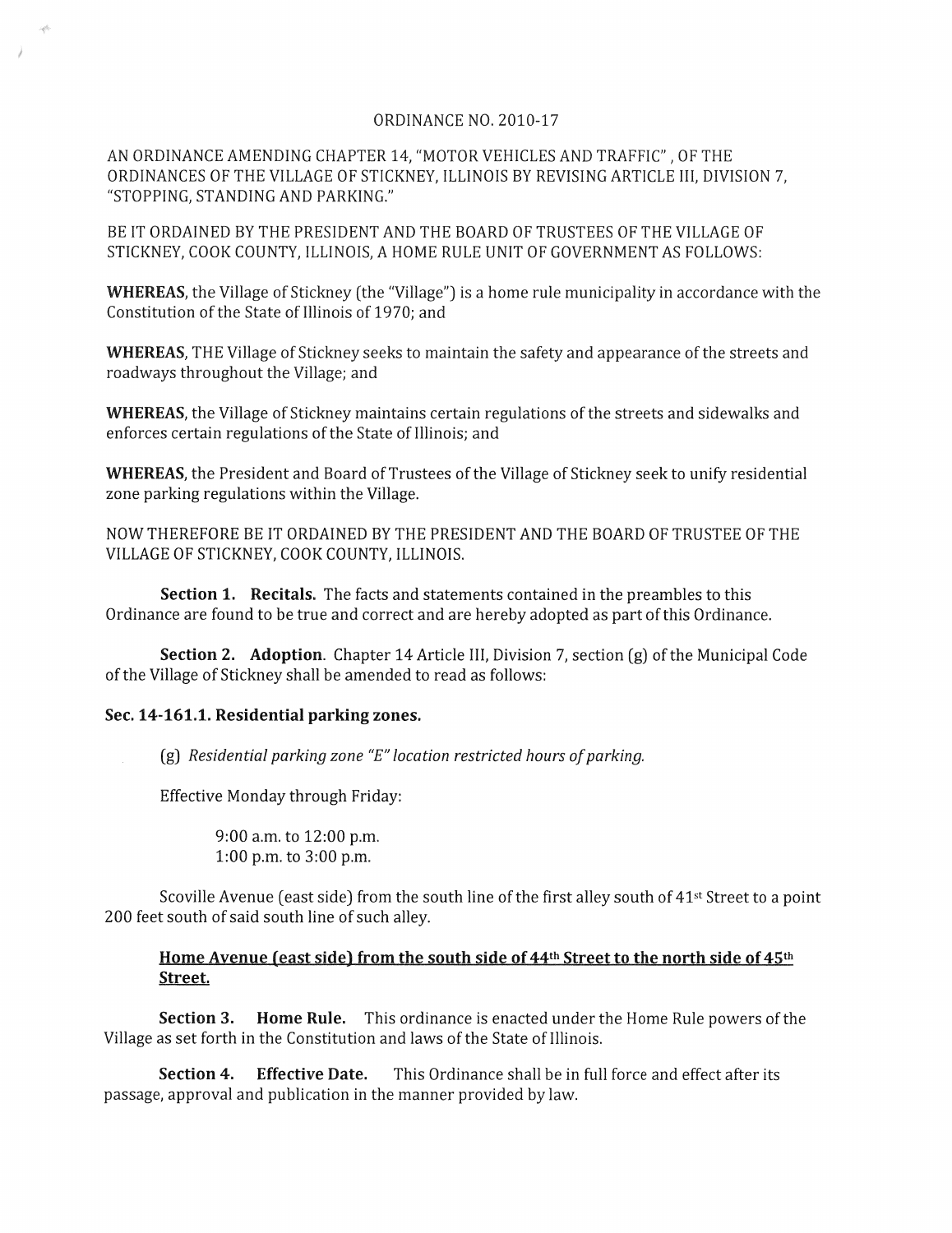ORDINANCE NO. 2010-17

AN ORDINANCE AMENDING CHAPTER 14, "MOTOR VEHICLES AND TRAFFIC" , OF THE ORDINANCES OF THE VILLAGE OF STICKNEY, ILLINOIS BY REVISING ARTICLE III, DIVISION 7, "STOPPING, STANDING AND PARKING."

BE IT ORDAINED BY THE PRESIDENT AND THE BOARD OF TRUSTEES OF THE VILLAGE OF STICKNEY, COOK COUNTY, ILLINOIS, A HOME RULE UNIT OF GOVERNMENT AS FOLLOWS:

**WHEREAS**, the Village of Stickney (the "Village") is a home rule municipality in accordance with the Constitution of the State of Illinois of 1970; and

**WHEREAS**, THE Village of Stickney seeks to maintain the safety and appearance of the streets and roadways throughout the Village; and

**WHEREAS**, the Village of Stickney maintains certain regulations of the streets and sidewalks and enforces certain regulations of the State of Illinois; and

**WHEREAS**, the President and Board of Trustees of the Village of Stickney seek to unify residential zone parking regulations within the Village.

NOW THEREFORE BE IT ORDAINED BY THE PRESIDENT AND THE BOARD OF TRUSTEE OF THE VILLAGE OF STICKNEY, COOK COUNTY, ILLINOIS.

**Section 1. Recitals.** The facts and statements contained in the preambles to this Ordinance are found to be true and correct and are hereby adopted as part of this Ordinance.

**Section 2. Adoption**. Chapter 14 Article III, Division 7, section (g) of the Municipal Code of the Village of Stickney shall be amended to read as follows:

**Sec. 14-161.1. Residential parking zones.**

(g) *Residential parking zone "E" location restricted hours of parking.*

Effective Monday through Friday:

9:00 a.m. to 12:00 p.m.
1:00 p.m. to 3:00 p.m.

Scoville Avenue (east side) from the south line of the first alley south of 41st Street to a point 200 feet south of said south line of such alley.

**Home Avenue (east side) from the south side of 44th Street to the north side of 45th Street.**

**Section 3. Home Rule.** This ordinance is enacted under the Home Rule powers of the Village as set forth in the Constitution and laws of the State of Illinois.

**Section 4. Effective Date.** This Ordinance shall be in full force and effect after its passage, approval and publication in the manner provided by law.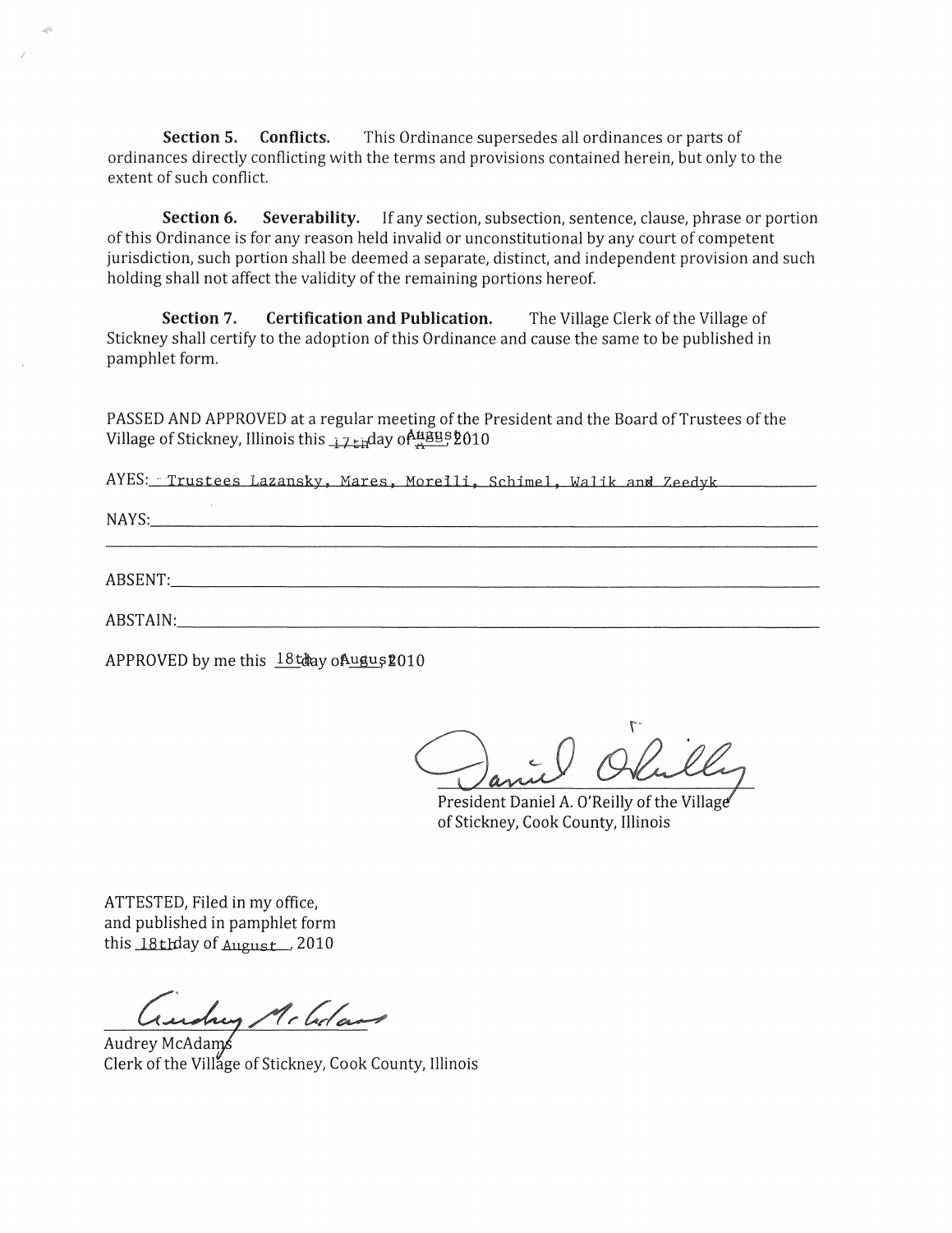**Section 5. Conflicts.** This Ordinance supersedes all ordinances or parts of ordinances directly conflicting with the terms and provisions contained herein, but only to the extent of such conflict.

**Section 6. Severability.** If any section, subsection, sentence, clause, phrase or portion of this Ordinance is for any reason held invalid or unconstitutional by any court of competent jurisdiction, such portion shall be deemed a separate, distinct, and independent provision and such holding shall not affect the validity of the remaining portions hereof.

**Section 7. Certification and Publication.** The Village Clerk of the Village of Stickney shall certify to the adoption of this Ordinance and cause the same to be published in pamphlet form.

PASSED AND APPROVED at a regular meeting of the President and the Board of Trustees of the Village of Stickney, Illinois this 17th day of August 2010

AYES: Trustees Lazansky, Mares, Morelli, Schimel, Walik and Zeedyk

NAYS:\_\_\_\_\_\_\_\_\_\_\_\_\_\_\_\_\_\_\_\_

ABSENT:\_\_\_\_\_\_\_\_\_\_\_\_\_\_\_\_\_\_\_\_

ABSTAIN:\_\_\_\_\_\_\_\_\_\_\_\_\_\_\_\_\_\_\_\_

APPROVED by me this 18th day of August 2010

President Daniel A. O'Reilly of the Village of Stickney, Cook County, Illinois

ATTESTED, Filed in my office, and published in pamphlet form this 18th day of August, 2010

Audrey McAdams
Clerk of the Village of Stickney, Cook County, Illinois